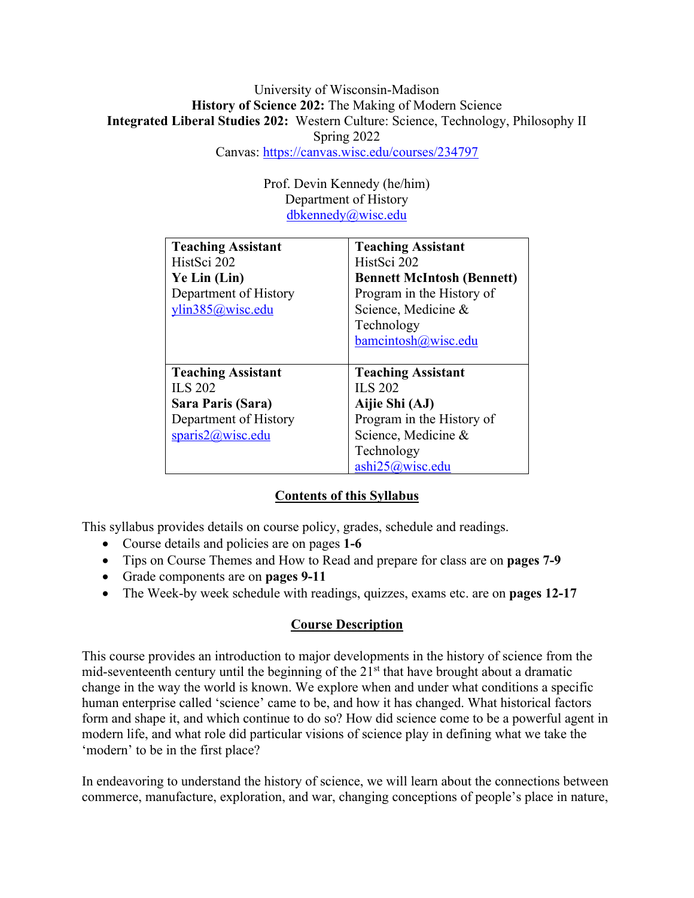University of Wisconsin-Madison

**History of Science 202:** The Making of Modern Science

**Integrated Liberal Studies 202:** Western Culture: Science, Technology, Philosophy II

Spring 2022

Canvas: https://canvas.wisc.edu/courses/234797

Prof. Devin Kennedy (he/him)
Department of History
dbkennedy@wisc.edu

| **Teaching Assistant**<br>HistSci 202<br>**Ye Lin (Lin)**<br>Department of History<br>ylin385@wisc.edu | **Teaching Assistant**<br>HistSci 202<br>**Bennett McIntosh (Bennett)**<br>Program in the History of Science, Medicine & Technology<br>bamcintosh@wisc.edu |
|---|---|
| **Teaching Assistant**<br>ILS 202<br>**Sara Paris (Sara)**<br>Department of History<br>sparis2@wisc.edu | **Teaching Assistant**<br>ILS 202<br>**Aijie Shi (AJ)**<br>Program in the History of Science, Medicine & Technology<br>ashi25@wisc.edu |

## Contents of this Syllabus

This syllabus provides details on course policy, grades, schedule and readings.

- Course details and policies are on pages **1-6**
- Tips on Course Themes and How to Read and prepare for class are on **pages 7-9**
- Grade components are on **pages 9-11**
- The Week-by week schedule with readings, quizzes, exams etc. are on **pages 12-17**

## Course Description

This course provides an introduction to major developments in the history of science from the mid-seventeenth century until the beginning of the 21st that have brought about a dramatic change in the way the world is known. We explore when and under what conditions a specific human enterprise called 'science' came to be, and how it has changed. What historical factors form and shape it, and which continue to do so? How did science come to be a powerful agent in modern life, and what role did particular visions of science play in defining what we take the 'modern' to be in the first place?

In endeavoring to understand the history of science, we will learn about the connections between commerce, manufacture, exploration, and war, changing conceptions of people's place in nature,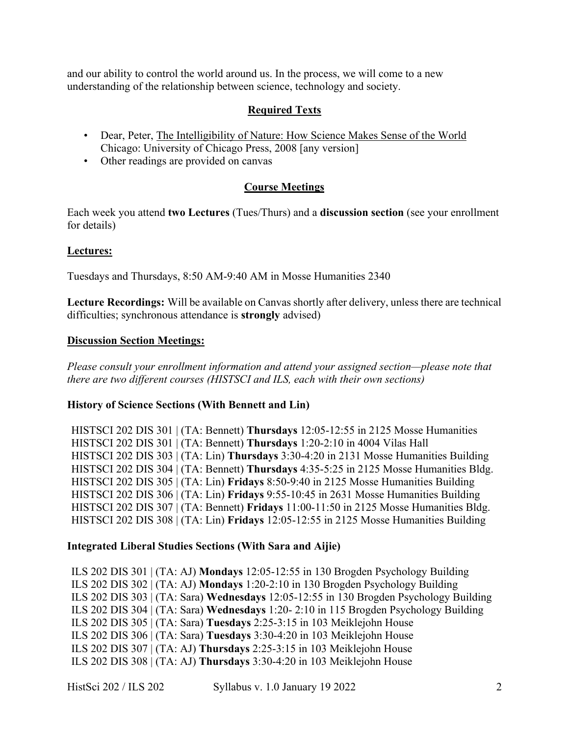and our ability to control the world around us. In the process, we will come to a new understanding of the relationship between science, technology and society.

## Required Texts

- Dear, Peter, The Intelligibility of Nature: How Science Makes Sense of the World Chicago: University of Chicago Press, 2008 [any version]
- Other readings are provided on canvas

## Course Meetings

Each week you attend **two Lectures** (Tues/Thurs) and a **discussion section** (see your enrollment for details)

### Lectures:

Tuesdays and Thursdays, 8:50 AM-9:40 AM in Mosse Humanities 2340

**Lecture Recordings:** Will be available on Canvas shortly after delivery, unless there are technical difficulties; synchronous attendance is **strongly** advised)

### Discussion Section Meetings:

*Please consult your enrollment information and attend your assigned section—please note that there are two different courses (HISTSCI and ILS, each with their own sections)*

**History of Science Sections (With Bennett and Lin)**

HISTSCI 202 DIS 301 | (TA: Bennett) **Thursdays** 12:05-12:55 in 2125 Mosse Humanities
HISTSCI 202 DIS 301 | (TA: Bennett) **Thursdays** 1:20-2:10 in 4004 Vilas Hall
HISTSCI 202 DIS 303 | (TA: Lin) **Thursdays** 3:30-4:20 in 2131 Mosse Humanities Building
HISTSCI 202 DIS 304 | (TA: Bennett) **Thursdays** 4:35-5:25 in 2125 Mosse Humanities Bldg.
HISTSCI 202 DIS 305 | (TA: Lin) **Fridays** 8:50-9:40 in 2125 Mosse Humanities Building
HISTSCI 202 DIS 306 | (TA: Lin) **Fridays** 9:55-10:45 in 2631 Mosse Humanities Building
HISTSCI 202 DIS 307 | (TA: Bennett) **Fridays** 11:00-11:50 in 2125 Mosse Humanities Bldg.
HISTSCI 202 DIS 308 | (TA: Lin) **Fridays** 12:05-12:55 in 2125 Mosse Humanities Building

**Integrated Liberal Studies Sections (With Sara and Aijie)**

ILS 202 DIS 301 | (TA: AJ) **Mondays** 12:05-12:55 in 130 Brogden Psychology Building
ILS 202 DIS 302 | (TA: AJ) **Mondays** 1:20-2:10 in 130 Brogden Psychology Building
ILS 202 DIS 303 | (TA: Sara) **Wednesdays** 12:05-12:55 in 130 Brogden Psychology Building
ILS 202 DIS 304 | (TA: Sara) **Wednesdays** 1:20- 2:10 in 115 Brogden Psychology Building
ILS 202 DIS 305 | (TA: Sara) **Tuesdays** 2:25-3:15 in 103 Meiklejohn House
ILS 202 DIS 306 | (TA: Sara) **Tuesdays** 3:30-4:20 in 103 Meiklejohn House
ILS 202 DIS 307 | (TA: AJ) **Thursdays** 2:25-3:15 in 103 Meiklejohn House
ILS 202 DIS 308 | (TA: AJ) **Thursdays** 3:30-4:20 in 103 Meiklejohn House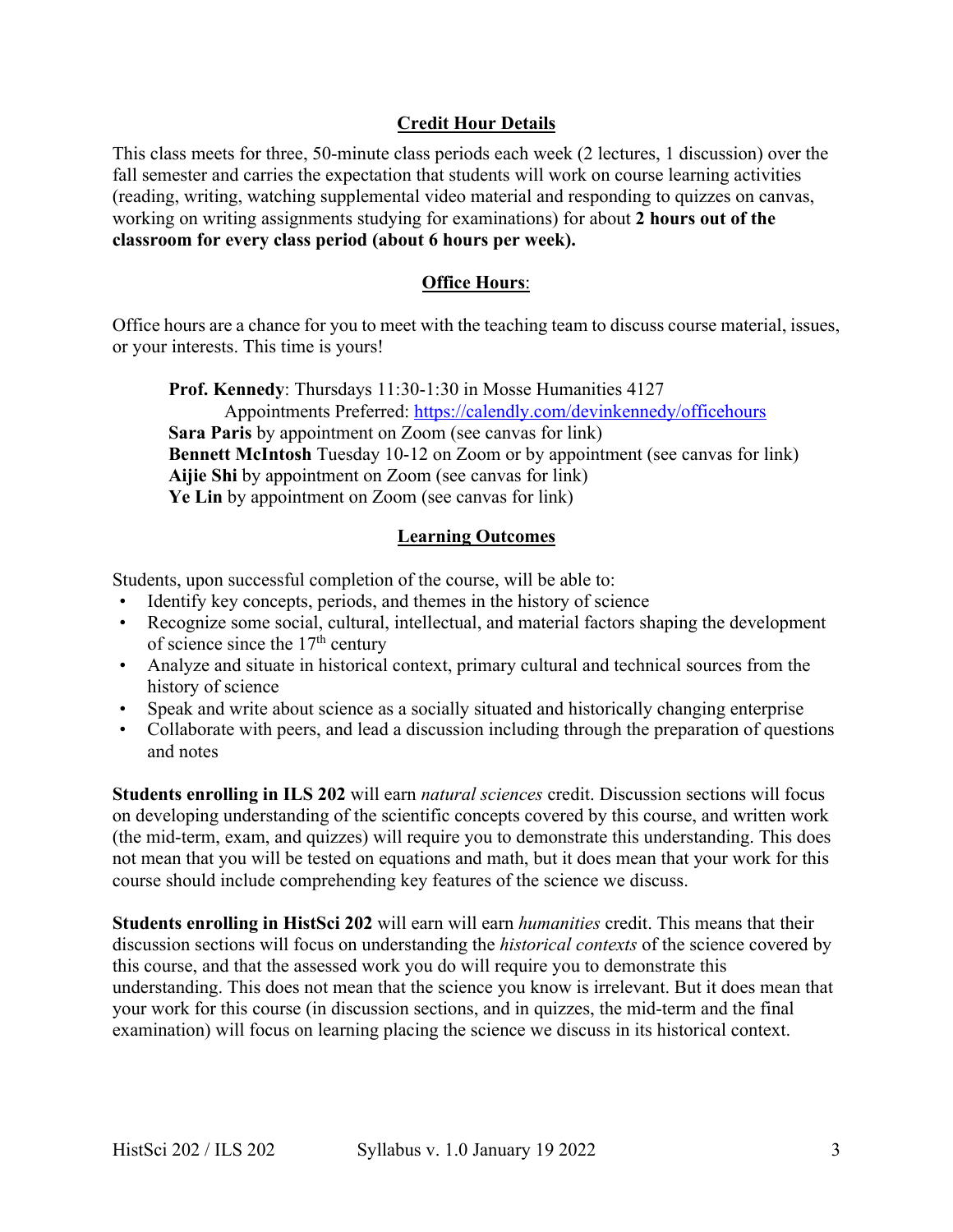## Credit Hour Details

This class meets for three, 50-minute class periods each week (2 lectures, 1 discussion) over the fall semester and carries the expectation that students will work on course learning activities (reading, writing, watching supplemental video material and responding to quizzes on canvas, working on writing assignments studying for examinations) for about **2 hours out of the classroom for every class period (about 6 hours per week).**

## Office Hours:

Office hours are a chance for you to meet with the teaching team to discuss course material, issues, or your interests. This time is yours!

> **Prof. Kennedy**: Thursdays 11:30-1:30 in Mosse Humanities 4127
> Appointments Preferred: https://calendly.com/devinkennedy/officehours
> **Sara Paris** by appointment on Zoom (see canvas for link)
> **Bennett McIntosh** Tuesday 10-12 on Zoom or by appointment (see canvas for link)
> **Aijie Shi** by appointment on Zoom (see canvas for link)
> **Ye Lin** by appointment on Zoom (see canvas for link)

## Learning Outcomes

Students, upon successful completion of the course, will be able to:

- Identify key concepts, periods, and themes in the history of science
- Recognize some social, cultural, intellectual, and material factors shaping the development of science since the 17th century
- Analyze and situate in historical context, primary cultural and technical sources from the history of science
- Speak and write about science as a socially situated and historically changing enterprise
- Collaborate with peers, and lead a discussion including through the preparation of questions and notes

**Students enrolling in ILS 202** will earn *natural sciences* credit. Discussion sections will focus on developing understanding of the scientific concepts covered by this course, and written work (the mid-term, exam, and quizzes) will require you to demonstrate this understanding. This does not mean that you will be tested on equations and math, but it does mean that your work for this course should include comprehending key features of the science we discuss.

**Students enrolling in HistSci 202** will earn will earn *humanities* credit. This means that their discussion sections will focus on understanding the *historical contexts* of the science covered by this course, and that the assessed work you do will require you to demonstrate this understanding. This does not mean that the science you know is irrelevant. But it does mean that your work for this course (in discussion sections, and in quizzes, the mid-term and the final examination) will focus on learning placing the science we discuss in its historical context.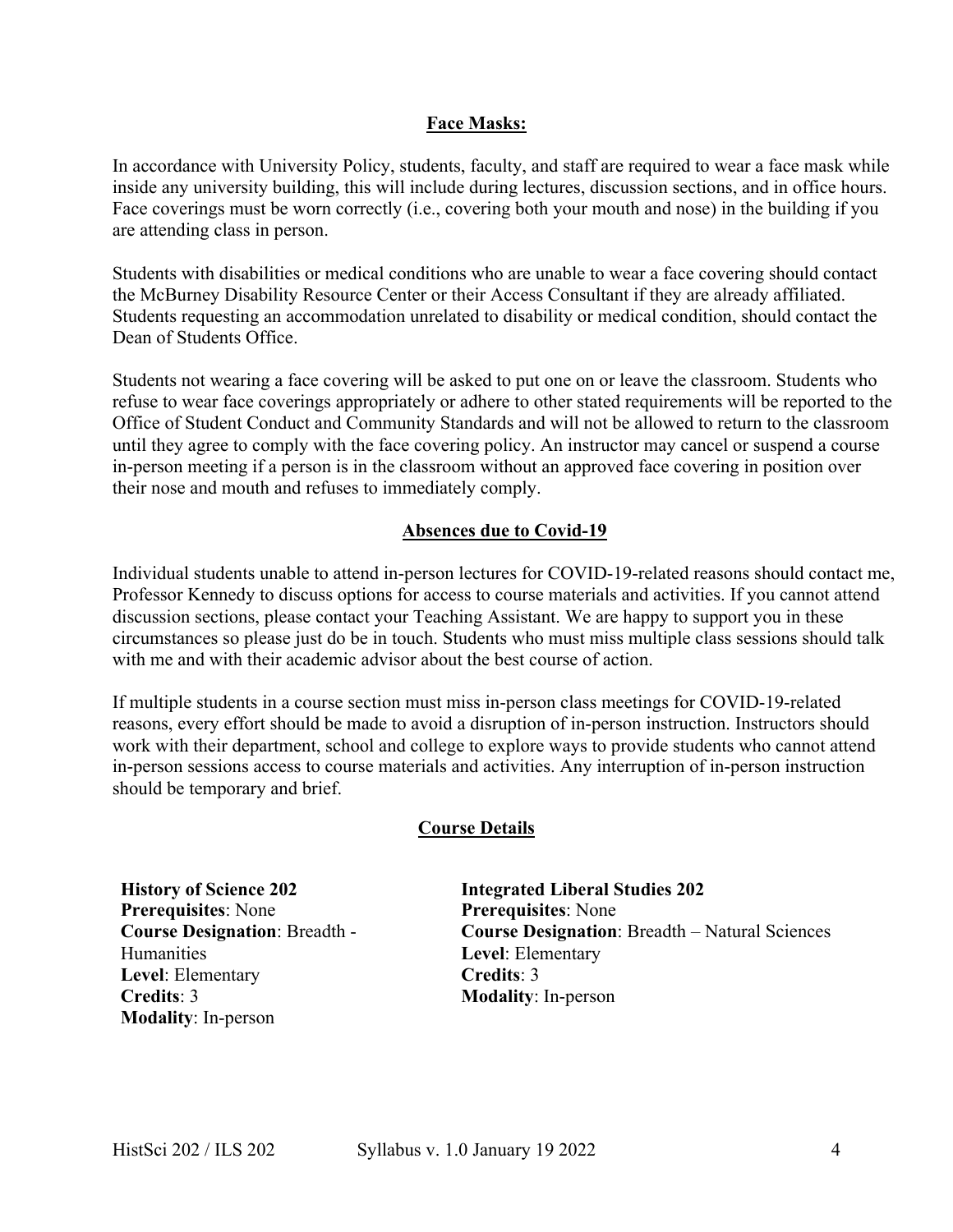## Face Masks:

In accordance with University Policy, students, faculty, and staff are required to wear a face mask while inside any university building, this will include during lectures, discussion sections, and in office hours. Face coverings must be worn correctly (i.e., covering both your mouth and nose) in the building if you are attending class in person.

Students with disabilities or medical conditions who are unable to wear a face covering should contact the McBurney Disability Resource Center or their Access Consultant if they are already affiliated. Students requesting an accommodation unrelated to disability or medical condition, should contact the Dean of Students Office.

Students not wearing a face covering will be asked to put one on or leave the classroom. Students who refuse to wear face coverings appropriately or adhere to other stated requirements will be reported to the Office of Student Conduct and Community Standards and will not be allowed to return to the classroom until they agree to comply with the face covering policy. An instructor may cancel or suspend a course in-person meeting if a person is in the classroom without an approved face covering in position over their nose and mouth and refuses to immediately comply.

## Absences due to Covid-19

Individual students unable to attend in-person lectures for COVID-19-related reasons should contact me, Professor Kennedy to discuss options for access to course materials and activities. If you cannot attend discussion sections, please contact your Teaching Assistant. We are happy to support you in these circumstances so please just do be in touch. Students who must miss multiple class sessions should talk with me and with their academic advisor about the best course of action.

If multiple students in a course section must miss in-person class meetings for COVID-19-related reasons, every effort should be made to avoid a disruption of in-person instruction. Instructors should work with their department, school and college to explore ways to provide students who cannot attend in-person sessions access to course materials and activities. Any interruption of in-person instruction should be temporary and brief.

## Course Details

**History of Science 202**
**Prerequisites**: None
**Course Designation**: Breadth - Humanities
**Level**: Elementary
**Credits**: 3
**Modality**: In-person

**Integrated Liberal Studies 202**
**Prerequisites**: None
**Course Designation**: Breadth – Natural Sciences
**Level**: Elementary
**Credits**: 3
**Modality**: In-person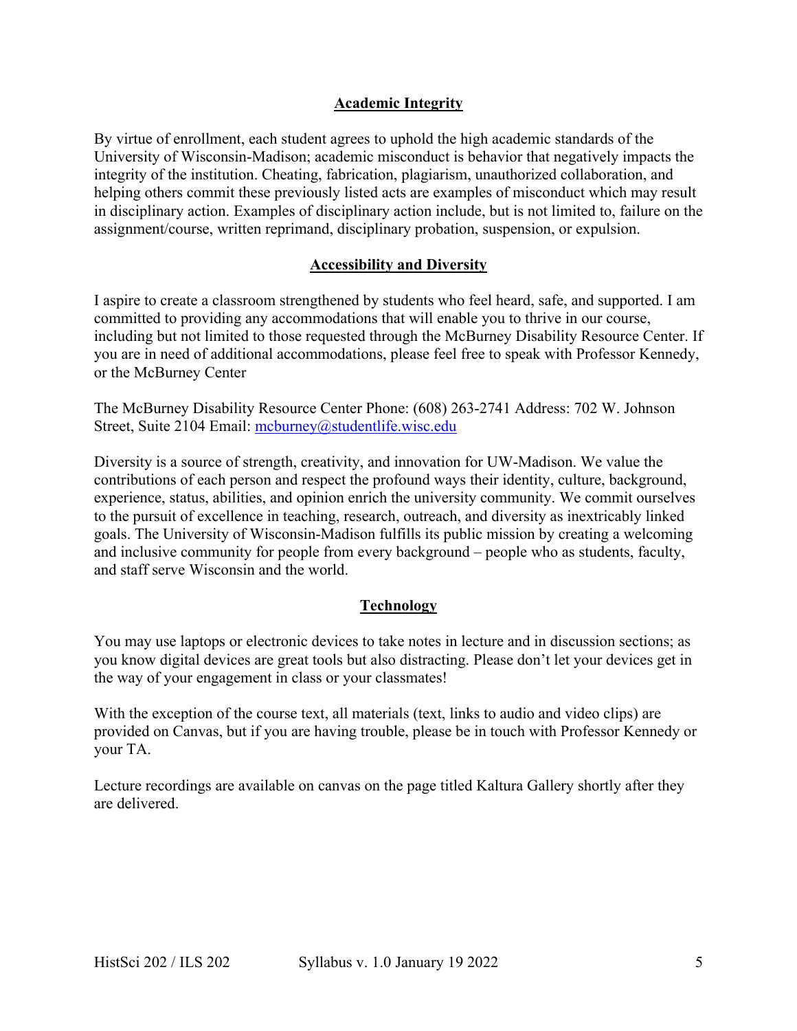## Academic Integrity

By virtue of enrollment, each student agrees to uphold the high academic standards of the University of Wisconsin-Madison; academic misconduct is behavior that negatively impacts the integrity of the institution. Cheating, fabrication, plagiarism, unauthorized collaboration, and helping others commit these previously listed acts are examples of misconduct which may result in disciplinary action. Examples of disciplinary action include, but is not limited to, failure on the assignment/course, written reprimand, disciplinary probation, suspension, or expulsion.

## Accessibility and Diversity

I aspire to create a classroom strengthened by students who feel heard, safe, and supported. I am committed to providing any accommodations that will enable you to thrive in our course, including but not limited to those requested through the McBurney Disability Resource Center. If you are in need of additional accommodations, please feel free to speak with Professor Kennedy, or the McBurney Center

The McBurney Disability Resource Center Phone: (608) 263-2741 Address: 702 W. Johnson Street, Suite 2104 Email: mcburney@studentlife.wisc.edu

Diversity is a source of strength, creativity, and innovation for UW-Madison. We value the contributions of each person and respect the profound ways their identity, culture, background, experience, status, abilities, and opinion enrich the university community. We commit ourselves to the pursuit of excellence in teaching, research, outreach, and diversity as inextricably linked goals. The University of Wisconsin-Madison fulfills its public mission by creating a welcoming and inclusive community for people from every background – people who as students, faculty, and staff serve Wisconsin and the world.

## Technology

You may use laptops or electronic devices to take notes in lecture and in discussion sections; as you know digital devices are great tools but also distracting. Please don't let your devices get in the way of your engagement in class or your classmates!

With the exception of the course text, all materials (text, links to audio and video clips) are provided on Canvas, but if you are having trouble, please be in touch with Professor Kennedy or your TA.

Lecture recordings are available on canvas on the page titled Kaltura Gallery shortly after they are delivered.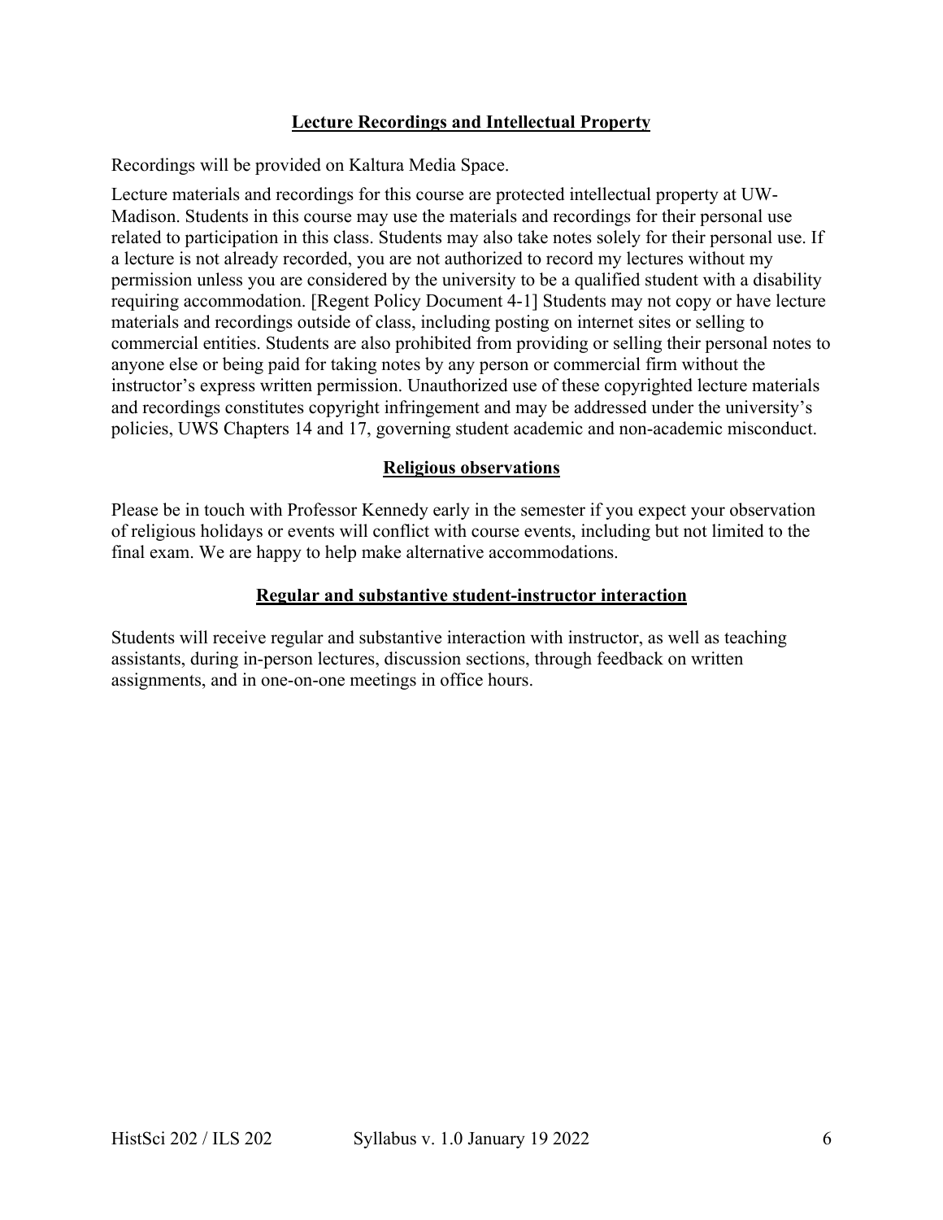## Lecture Recordings and Intellectual Property

Recordings will be provided on Kaltura Media Space.

Lecture materials and recordings for this course are protected intellectual property at UW-Madison. Students in this course may use the materials and recordings for their personal use related to participation in this class. Students may also take notes solely for their personal use. If a lecture is not already recorded, you are not authorized to record my lectures without my permission unless you are considered by the university to be a qualified student with a disability requiring accommodation. [Regent Policy Document 4-1] Students may not copy or have lecture materials and recordings outside of class, including posting on internet sites or selling to commercial entities. Students are also prohibited from providing or selling their personal notes to anyone else or being paid for taking notes by any person or commercial firm without the instructor's express written permission. Unauthorized use of these copyrighted lecture materials and recordings constitutes copyright infringement and may be addressed under the university's policies, UWS Chapters 14 and 17, governing student academic and non-academic misconduct.

## Religious observations

Please be in touch with Professor Kennedy early in the semester if you expect your observation of religious holidays or events will conflict with course events, including but not limited to the final exam. We are happy to help make alternative accommodations.

## Regular and substantive student-instructor interaction

Students will receive regular and substantive interaction with instructor, as well as teaching assistants, during in-person lectures, discussion sections, through feedback on written assignments, and in one-on-one meetings in office hours.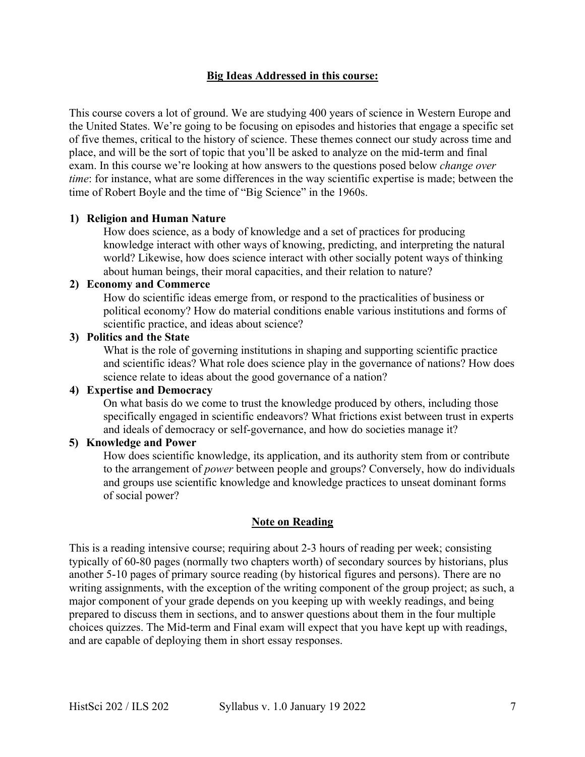## Big Ideas Addressed in this course:

This course covers a lot of ground. We are studying 400 years of science in Western Europe and the United States. We're going to be focusing on episodes and histories that engage a specific set of five themes, critical to the history of science. These themes connect our study across time and place, and will be the sort of topic that you'll be asked to analyze on the mid-term and final exam. In this course we're looking at how answers to the questions posed below *change over time*: for instance, what are some differences in the way scientific expertise is made; between the time of Robert Boyle and the time of "Big Science" in the 1960s.

1) **Religion and Human Nature**
   How does science, as a body of knowledge and a set of practices for producing knowledge interact with other ways of knowing, predicting, and interpreting the natural world? Likewise, how does science interact with other socially potent ways of thinking about human beings, their moral capacities, and their relation to nature?
2) **Economy and Commerce**
   How do scientific ideas emerge from, or respond to the practicalities of business or political economy? How do material conditions enable various institutions and forms of scientific practice, and ideas about science?
3) **Politics and the State**
   What is the role of governing institutions in shaping and supporting scientific practice and scientific ideas? What role does science play in the governance of nations? How does science relate to ideas about the good governance of a nation?
4) **Expertise and Democracy**
   On what basis do we come to trust the knowledge produced by others, including those specifically engaged in scientific endeavors? What frictions exist between trust in experts and ideals of democracy or self-governance, and how do societies manage it?
5) **Knowledge and Power**
   How does scientific knowledge, its application, and its authority stem from or contribute to the arrangement of *power* between people and groups? Conversely, how do individuals and groups use scientific knowledge and knowledge practices to unseat dominant forms of social power?

## Note on Reading

This is a reading intensive course; requiring about 2-3 hours of reading per week; consisting typically of 60-80 pages (normally two chapters worth) of secondary sources by historians, plus another 5-10 pages of primary source reading (by historical figures and persons). There are no writing assignments, with the exception of the writing component of the group project; as such, a major component of your grade depends on you keeping up with weekly readings, and being prepared to discuss them in sections, and to answer questions about them in the four multiple choices quizzes. The Mid-term and Final exam will expect that you have kept up with readings, and are capable of deploying them in short essay responses.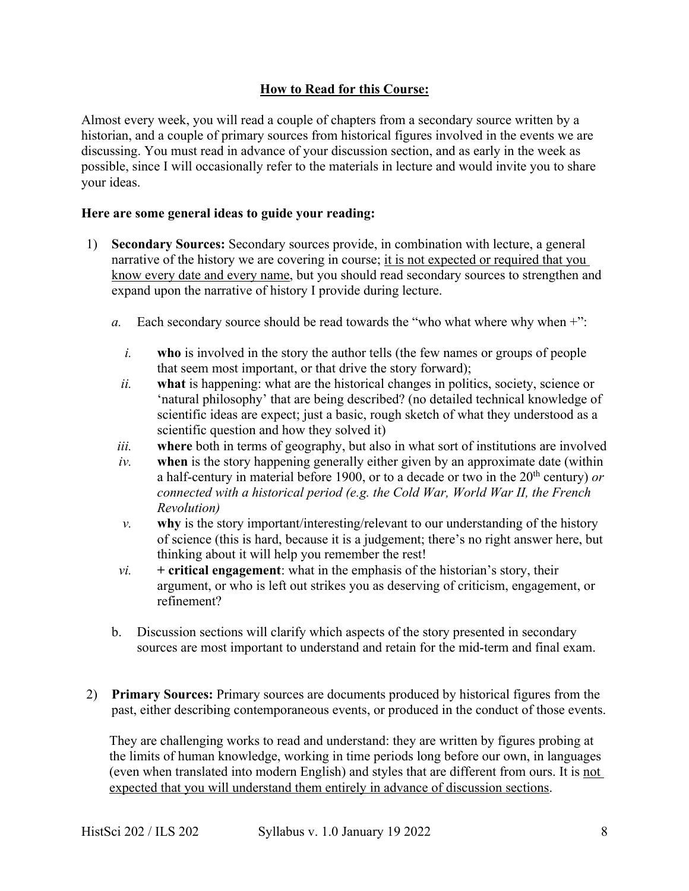## How to Read for this Course:

Almost every week, you will read a couple of chapters from a secondary source written by a historian, and a couple of primary sources from historical figures involved in the events we are discussing. You must read in advance of your discussion section, and as early in the week as possible, since I will occasionally refer to the materials in lecture and would invite you to share your ideas.

**Here are some general ideas to guide your reading:**

1) **Secondary Sources:** Secondary sources provide, in combination with lecture, a general narrative of the history we are covering in course; it is not expected or required that you know every date and every name, but you should read secondary sources to strengthen and expand upon the narrative of history I provide during lecture.

   *a.* Each secondary source should be read towards the "who what where why when +":

      *i.* **who** is involved in the story the author tells (the few names or groups of people that seem most important, or that drive the story forward);

      *ii.* **what** is happening: what are the historical changes in politics, society, science or 'natural philosophy' that are being described? (no detailed technical knowledge of scientific ideas are expect; just a basic, rough sketch of what they understood as a scientific question and how they solved it)

      *iii.* **where** both in terms of geography, but also in what sort of institutions are involved

      *iv.* **when** is the story happening generally either given by an approximate date (within a half-century in material before 1900, or to a decade or two in the 20th century) *or connected with a historical period (e.g. the Cold War, World War II, the French Revolution)*

      *v.* **why** is the story important/interesting/relevant to our understanding of the history of science (this is hard, because it is a judgement; there's no right answer here, but thinking about it will help you remember the rest!

      *vi.* **+ critical engagement**: what in the emphasis of the historian's story, their argument, or who is left out strikes you as deserving of criticism, engagement, or refinement?

   b. Discussion sections will clarify which aspects of the story presented in secondary sources are most important to understand and retain for the mid-term and final exam.

2) **Primary Sources:** Primary sources are documents produced by historical figures from the past, either describing contemporaneous events, or produced in the conduct of those events.

   They are challenging works to read and understand: they are written by figures probing at the limits of human knowledge, working in time periods long before our own, in languages (even when translated into modern English) and styles that are different from ours. It is not expected that you will understand them entirely in advance of discussion sections.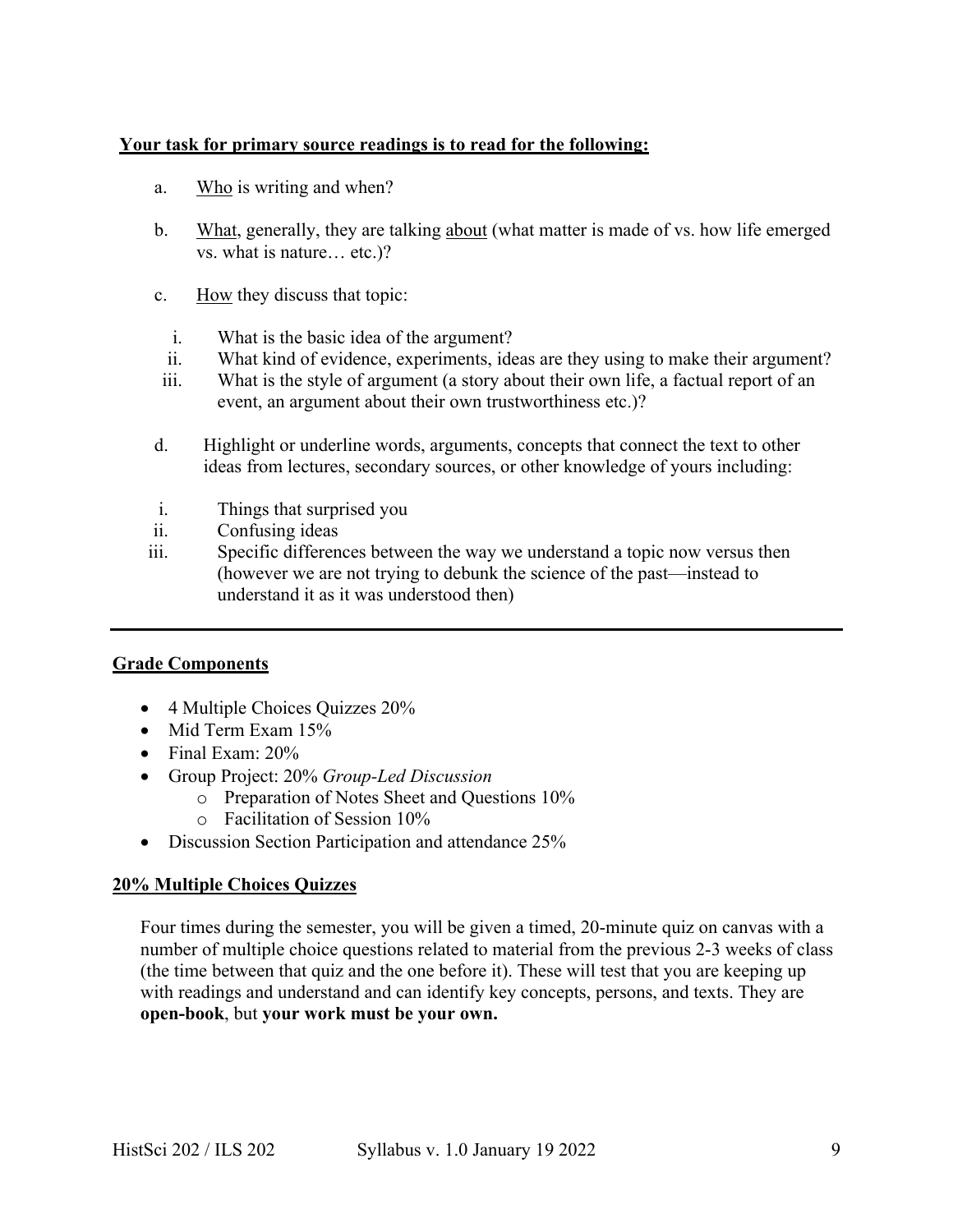**<u>Your task for primary source readings is to read for the following:</u>**

a. <u>Who</u> is writing and when?

b. <u>What</u>, generally, they are talking <u>about</u> (what matter is made of vs. how life emerged vs. what is nature… etc.)?

c. <u>How</u> they discuss that topic:

   i. What is the basic idea of the argument?
   ii. What kind of evidence, experiments, ideas are they using to make their argument?
   iii. What is the style of argument (a story about their own life, a factual report of an event, an argument about their own trustworthiness etc.)?

d. Highlight or underline words, arguments, concepts that connect the text to other ideas from lectures, secondary sources, or other knowledge of yours including:

   i. Things that surprised you
   ii. Confusing ideas
   iii. Specific differences between the way we understand a topic now versus then (however we are not trying to debunk the science of the past—instead to understand it as it was understood then)

---

## <u>Grade Components</u>

- 4 Multiple Choices Quizzes 20%
- Mid Term Exam 15%
- Final Exam: 20%
- Group Project: 20% *Group-Led Discussion*
    - Preparation of Notes Sheet and Questions 10%
    - Facilitation of Session 10%
- Discussion Section Participation and attendance 25%

## <u>20% Multiple Choices Quizzes</u>

Four times during the semester, you will be given a timed, 20-minute quiz on canvas with a number of multiple choice questions related to material from the previous 2-3 weeks of class (the time between that quiz and the one before it). These will test that you are keeping up with readings and understand and can identify key concepts, persons, and texts. They are **open-book**, but **your work must be your own.**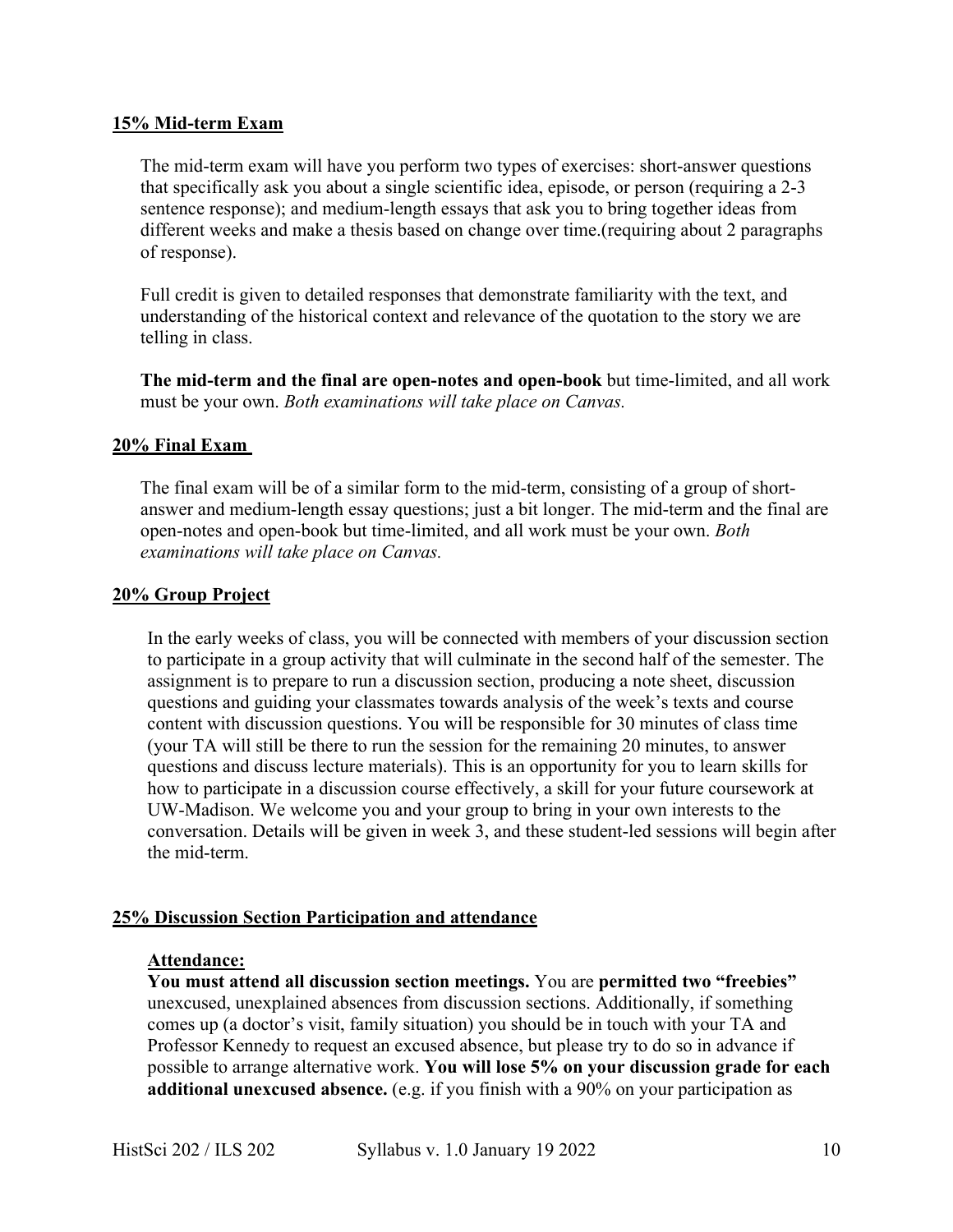**15% Mid-term Exam**

The mid-term exam will have you perform two types of exercises: short-answer questions that specifically ask you about a single scientific idea, episode, or person (requiring a 2-3 sentence response); and medium-length essays that ask you to bring together ideas from different weeks and make a thesis based on change over time.(requiring about 2 paragraphs of response).

Full credit is given to detailed responses that demonstrate familiarity with the text, and understanding of the historical context and relevance of the quotation to the story we are telling in class.

**The mid-term and the final are open-notes and open-book** but time-limited, and all work must be your own. *Both examinations will take place on Canvas.*

**20% Final Exam**

The final exam will be of a similar form to the mid-term, consisting of a group of short-answer and medium-length essay questions; just a bit longer. The mid-term and the final are open-notes and open-book but time-limited, and all work must be your own. *Both examinations will take place on Canvas.*

**20% Group Project**

In the early weeks of class, you will be connected with members of your discussion section to participate in a group activity that will culminate in the second half of the semester. The assignment is to prepare to run a discussion section, producing a note sheet, discussion questions and guiding your classmates towards analysis of the week's texts and course content with discussion questions. You will be responsible for 30 minutes of class time (your TA will still be there to run the session for the remaining 20 minutes, to answer questions and discuss lecture materials). This is an opportunity for you to learn skills for how to participate in a discussion course effectively, a skill for your future coursework at UW-Madison. We welcome you and your group to bring in your own interests to the conversation. Details will be given in week 3, and these student-led sessions will begin after the mid-term.

**25% Discussion Section Participation and attendance**

**Attendance:**

**You must attend all discussion section meetings.** You are **permitted two "freebies"** unexcused, unexplained absences from discussion sections. Additionally, if something comes up (a doctor's visit, family situation) you should be in touch with your TA and Professor Kennedy to request an excused absence, but please try to do so in advance if possible to arrange alternative work. **You will lose 5% on your discussion grade for each additional unexcused absence.** (e.g. if you finish with a 90% on your participation as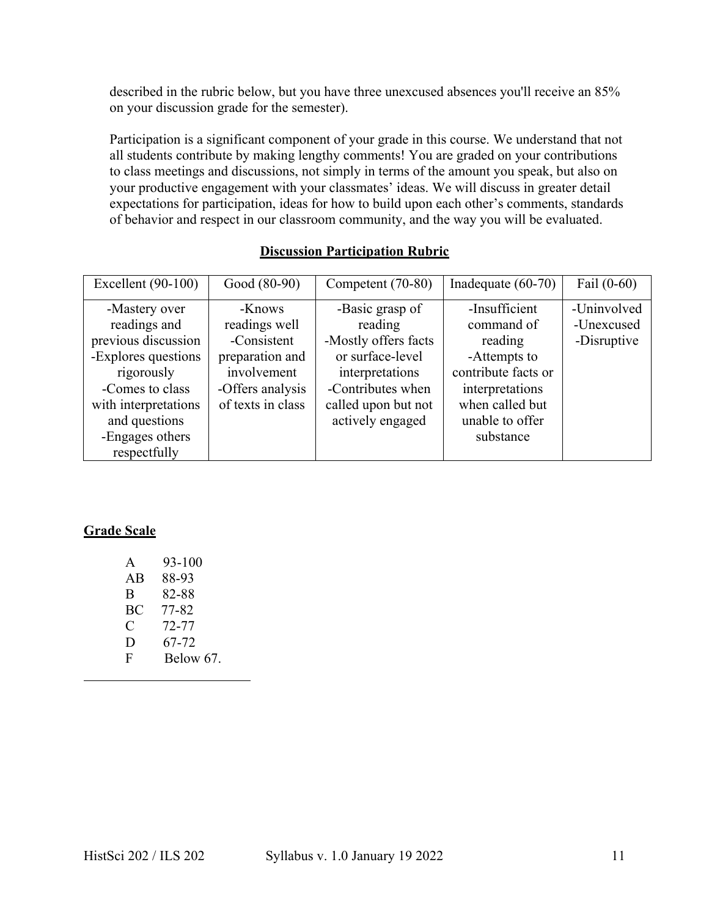described in the rubric below, but you have three unexcused absences you'll receive an 85% on your discussion grade for the semester).

Participation is a significant component of your grade in this course. We understand that not all students contribute by making lengthy comments! You are graded on your contributions to class meetings and discussions, not simply in terms of the amount you speak, but also on your productive engagement with your classmates' ideas. We will discuss in greater detail expectations for participation, ideas for how to build upon each other's comments, standards of behavior and respect in our classroom community, and the way you will be evaluated.

**Discussion Participation Rubric**

| Excellent (90-100) | Good (80-90) | Competent (70-80) | Inadequate (60-70) | Fail (0-60) |
|---|---|---|---|---|
| -Mastery over readings and previous discussion<br>-Explores questions rigorously<br>-Comes to class with interpretations and questions<br>-Engages others respectfully | -Knows readings well<br>-Consistent preparation and involvement<br>-Offers analysis of texts in class | -Basic grasp of reading<br>-Mostly offers facts or surface-level interpretations<br>-Contributes when called upon but not actively engaged | -Insufficient command of reading<br>-Attempts to contribute facts or interpretations when called but unable to offer substance | -Uninvolved<br>-Unexcused<br>-Disruptive |

**Grade Scale**

A 93-100
AB 88-93
B 82-88
BC 77-82
C 72-77
D 67-72
F Below 67.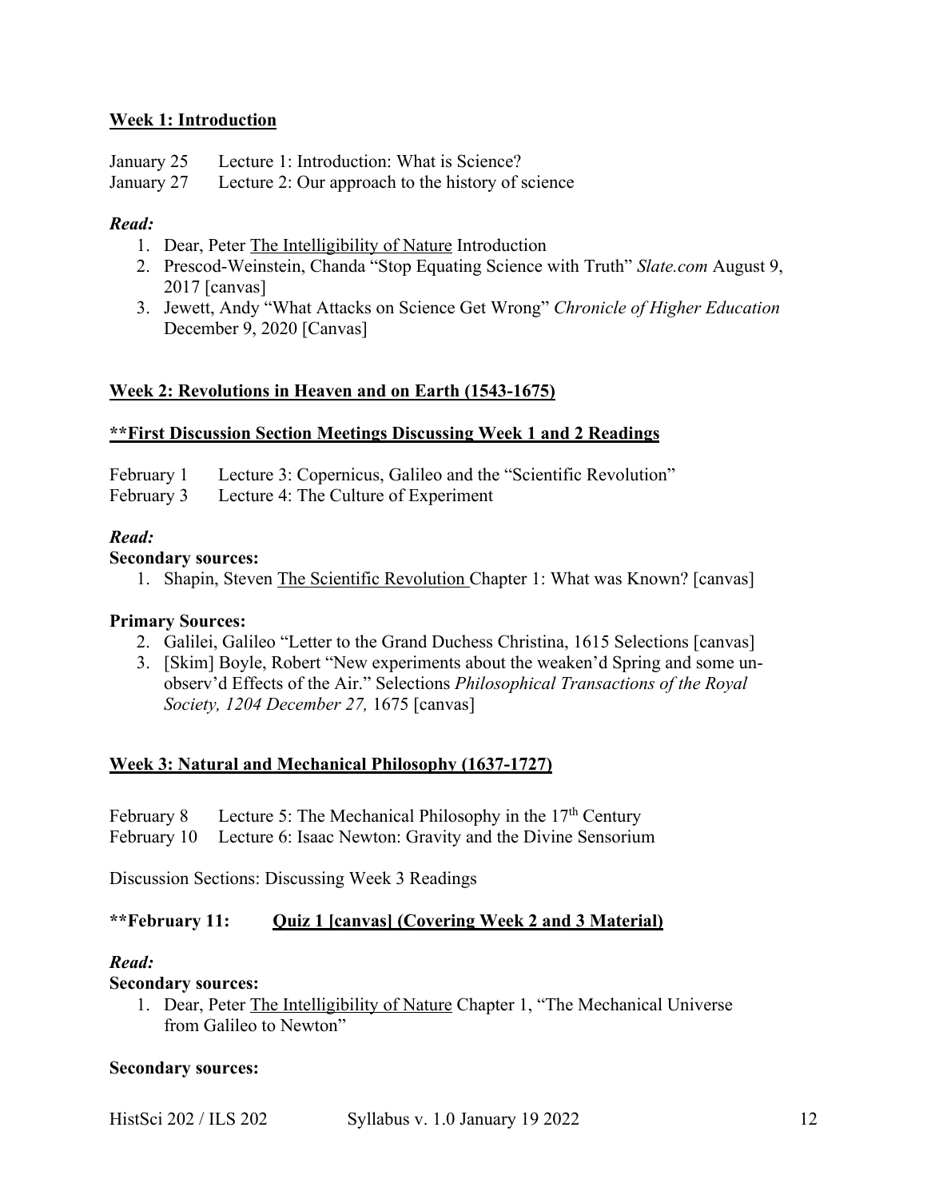**Week 1: Introduction**

January 25 Lecture 1: Introduction: What is Science?
January 27 Lecture 2: Our approach to the history of science

***Read:***

1. Dear, Peter The Intelligibility of Nature Introduction
2. Prescod-Weinstein, Chanda "Stop Equating Science with Truth" *Slate.com* August 9, 2017 [canvas]
3. Jewett, Andy "What Attacks on Science Get Wrong" *Chronicle of Higher Education* December 9, 2020 [Canvas]

**Week 2: Revolutions in Heaven and on Earth (1543-1675)**

****First Discussion Section Meetings Discussing Week 1 and 2 Readings**

February 1 Lecture 3: Copernicus, Galileo and the "Scientific Revolution"
February 3 Lecture 4: The Culture of Experiment

***Read:***

**Secondary sources:**

1. Shapin, Steven The Scientific Revolution Chapter 1: What was Known? [canvas]

**Primary Sources:**

2. Galilei, Galileo "Letter to the Grand Duchess Christina, 1615 Selections [canvas]
3. [Skim] Boyle, Robert "New experiments about the weaken'd Spring and some un-observ'd Effects of the Air." Selections *Philosophical Transactions of the Royal Society, 1204 December 27,* 1675 [canvas]

**Week 3: Natural and Mechanical Philosophy (1637-1727)**

February 8 Lecture 5: The Mechanical Philosophy in the 17th Century
February 10 Lecture 6: Isaac Newton: Gravity and the Divine Sensorium

Discussion Sections: Discussing Week 3 Readings

****February 11: Quiz 1 [canvas] (Covering Week 2 and 3 Material)**

***Read:***

**Secondary sources:**

1. Dear, Peter The Intelligibility of Nature Chapter 1, "The Mechanical Universe from Galileo to Newton"

**Secondary sources:**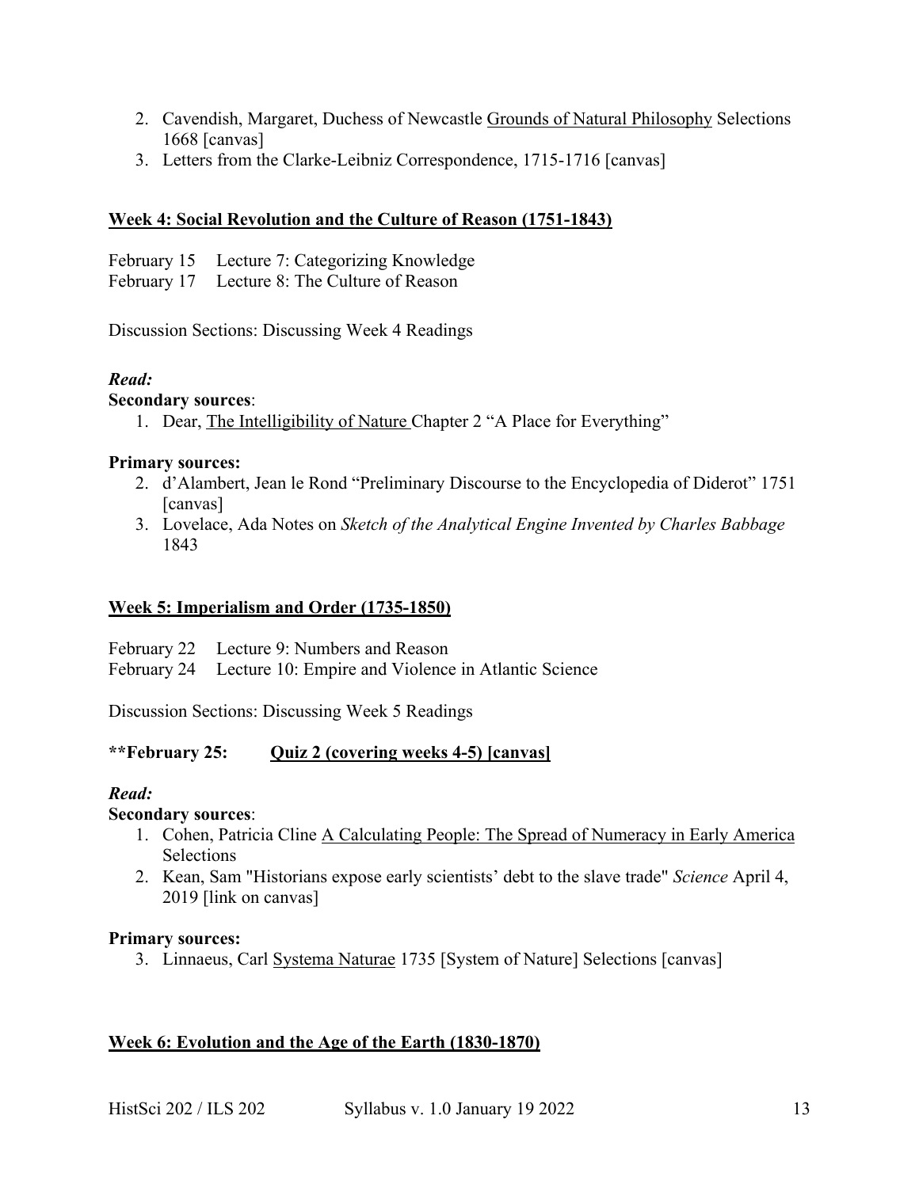2. Cavendish, Margaret, Duchess of Newcastle <u>Grounds of Natural Philosophy</u> Selections 1668 [canvas]
3. Letters from the Clarke-Leibniz Correspondence, 1715-1716 [canvas]

## <u>Week 4: Social Revolution and the Culture of Reason (1751-1843)</u>

February 15 Lecture 7: Categorizing Knowledge
February 17 Lecture 8: The Culture of Reason

Discussion Sections: Discussing Week 4 Readings

***Read:***

**Secondary sources**:

1. Dear, <u>The Intelligibility of Nature</u> Chapter 2 "A Place for Everything"

**Primary sources:**

2. d'Alambert, Jean le Rond "Preliminary Discourse to the Encyclopedia of Diderot" 1751 [canvas]
3. Lovelace, Ada Notes on *Sketch of the Analytical Engine Invented by Charles Babbage* 1843

## <u>Week 5: Imperialism and Order (1735-1850)</u>

February 22 Lecture 9: Numbers and Reason
February 24 Lecture 10: Empire and Violence in Atlantic Science

Discussion Sections: Discussing Week 5 Readings

**\*\*February 25: <u>Quiz 2 (covering weeks 4-5) [canvas]</u>**

***Read:***

**Secondary sources**:

1. Cohen, Patricia Cline <u>A Calculating People: The Spread of Numeracy in Early America</u> Selections
2. Kean, Sam "Historians expose early scientists' debt to the slave trade" *Science* April 4, 2019 [link on canvas]

**Primary sources:**

3. Linnaeus, Carl <u>Systema Naturae</u> 1735 [System of Nature] Selections [canvas]

## <u>Week 6: Evolution and the Age of the Earth (1830-1870)</u>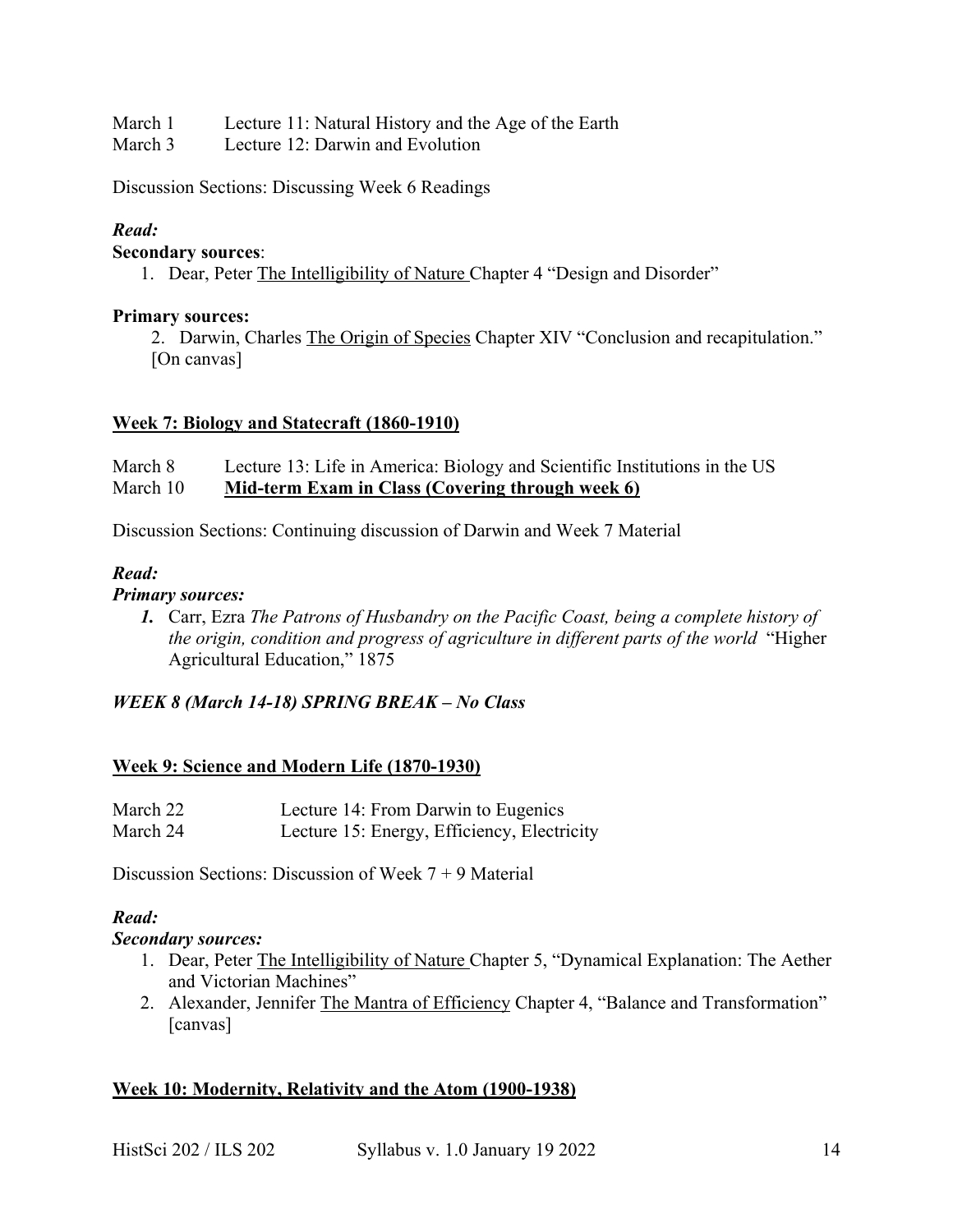March 1 Lecture 11: Natural History and the Age of the Earth
March 3 Lecture 12: Darwin and Evolution

Discussion Sections: Discussing Week 6 Readings

***Read:***

**Secondary sources**:

1. Dear, Peter The Intelligibility of Nature Chapter 4 "Design and Disorder"

**Primary sources:**

2. Darwin, Charles The Origin of Species Chapter XIV "Conclusion and recapitulation." [On canvas]

## Week 7: Biology and Statecraft (1860-1910)

March 8 Lecture 13: Life in America: Biology and Scientific Institutions in the US
March 10 **Mid-term Exam in Class (Covering through week 6)**

Discussion Sections: Continuing discussion of Darwin and Week 7 Material

***Read:***

***Primary sources:***

1. Carr, Ezra *The Patrons of Husbandry on the Pacific Coast, being a complete history of the origin, condition and progress of agriculture in different parts of the world* "Higher Agricultural Education," 1875

***WEEK 8 (March 14-18) SPRING BREAK – No Class***

## Week 9: Science and Modern Life (1870-1930)

March 22 Lecture 14: From Darwin to Eugenics
March 24 Lecture 15: Energy, Efficiency, Electricity

Discussion Sections: Discussion of Week 7 + 9 Material

***Read:***

***Secondary sources:***

1. Dear, Peter The Intelligibility of Nature Chapter 5, "Dynamical Explanation: The Aether and Victorian Machines"
2. Alexander, Jennifer The Mantra of Efficiency Chapter 4, "Balance and Transformation" [canvas]

## Week 10: Modernity, Relativity and the Atom (1900-1938)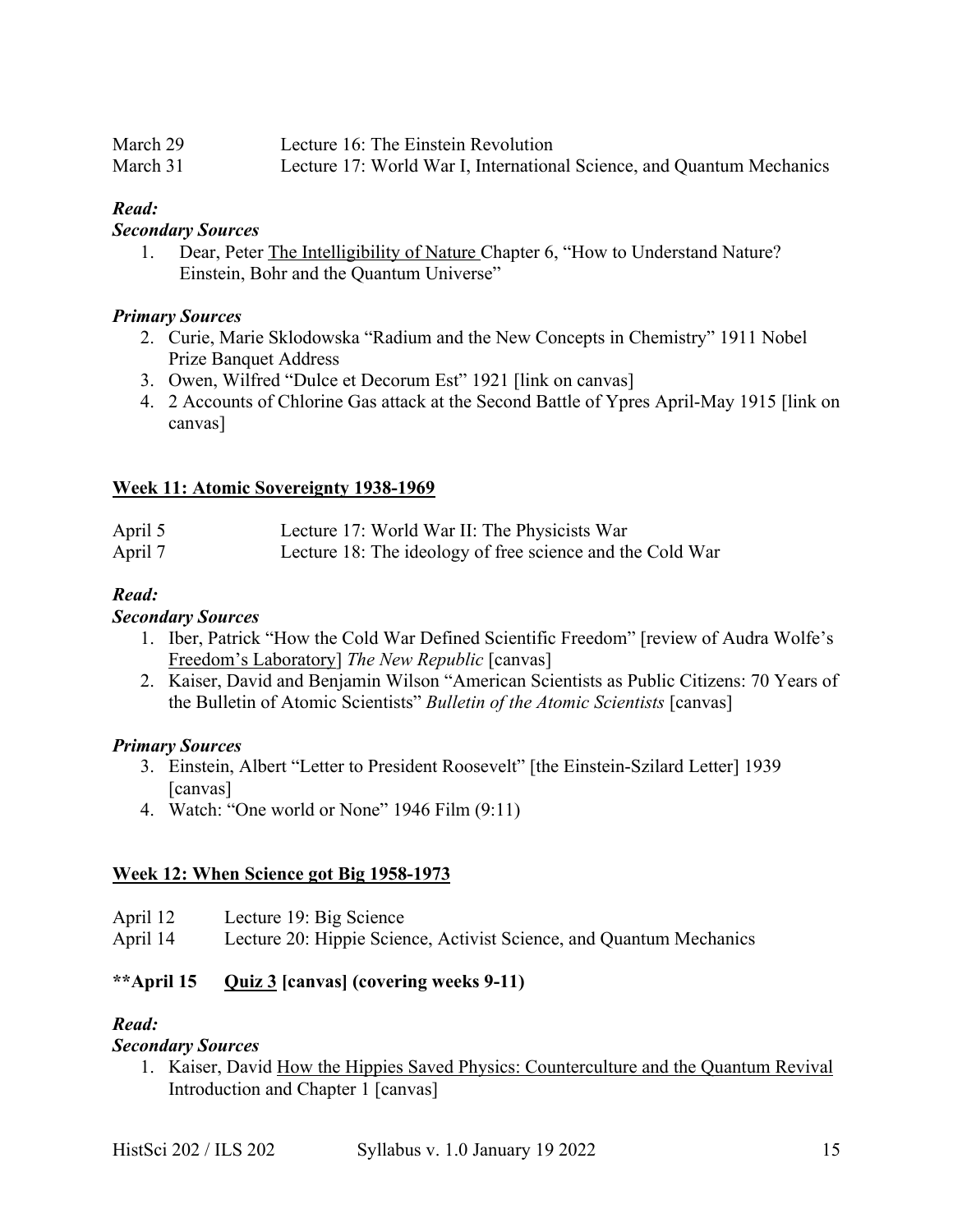March 29 Lecture 16: The Einstein Revolution
March 31 Lecture 17: World War I, International Science, and Quantum Mechanics

***Read:***

***Secondary Sources***

1. Dear, Peter The Intelligibility of Nature Chapter 6, "How to Understand Nature? Einstein, Bohr and the Quantum Universe"

***Primary Sources***

2. Curie, Marie Sklodowska "Radium and the New Concepts in Chemistry" 1911 Nobel Prize Banquet Address
3. Owen, Wilfred "Dulce et Decorum Est" 1921 [link on canvas]
4. 2 Accounts of Chlorine Gas attack at the Second Battle of Ypres April-May 1915 [link on canvas]

## Week 11: Atomic Sovereignty 1938-1969

April 5 Lecture 17: World War II: The Physicists War
April 7 Lecture 18: The ideology of free science and the Cold War

***Read:***

***Secondary Sources***

1. Iber, Patrick "How the Cold War Defined Scientific Freedom" [review of Audra Wolfe's Freedom's Laboratory] *The New Republic* [canvas]
2. Kaiser, David and Benjamin Wilson "American Scientists as Public Citizens: 70 Years of the Bulletin of Atomic Scientists" *Bulletin of the Atomic Scientists* [canvas]

***Primary Sources***

3. Einstein, Albert "Letter to President Roosevelt" [the Einstein-Szilard Letter] 1939 [canvas]
4. Watch: "One world or None" 1946 Film (9:11)

## Week 12: When Science got Big 1958-1973

April 12 Lecture 19: Big Science
April 14 Lecture 20: Hippie Science, Activist Science, and Quantum Mechanics

**\*\*April 15 Quiz 3 [canvas] (covering weeks 9-11)**

***Read:***

***Secondary Sources***

1. Kaiser, David How the Hippies Saved Physics: Counterculture and the Quantum Revival Introduction and Chapter 1 [canvas]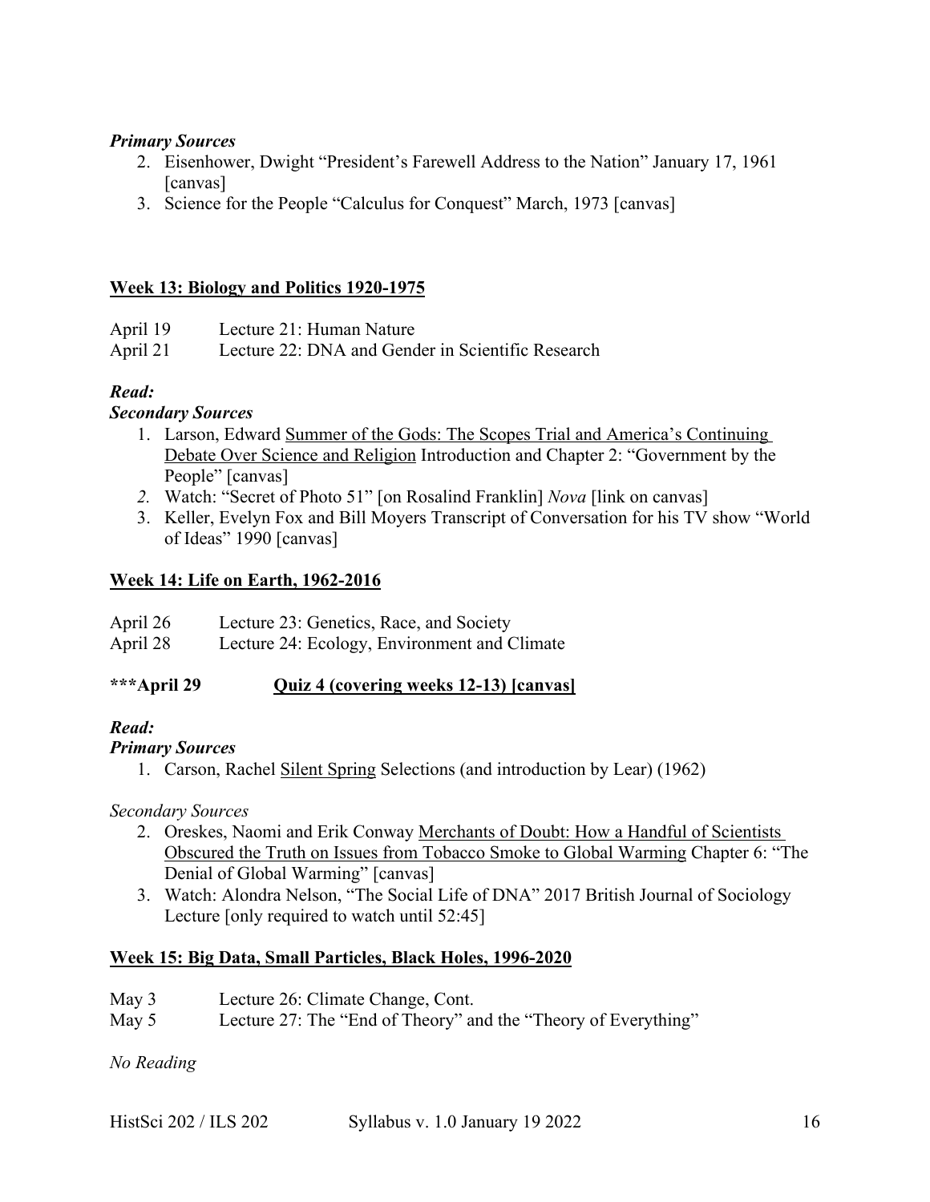***Primary Sources***

2. Eisenhower, Dwight "President's Farewell Address to the Nation" January 17, 1961 [canvas]
3. Science for the People "Calculus for Conquest" March, 1973 [canvas]

## Week 13: Biology and Politics 1920-1975

April 19 Lecture 21: Human Nature
April 21 Lecture 22: DNA and Gender in Scientific Research

***Read:***

***Secondary Sources***

1. Larson, Edward Summer of the Gods: The Scopes Trial and America's Continuing Debate Over Science and Religion Introduction and Chapter 2: "Government by the People" [canvas]
2. Watch: "Secret of Photo 51" [on Rosalind Franklin] *Nova* [link on canvas]
3. Keller, Evelyn Fox and Bill Moyers Transcript of Conversation for his TV show "World of Ideas" 1990 [canvas]

## Week 14: Life on Earth, 1962-2016

April 26 Lecture 23: Genetics, Race, and Society
April 28 Lecture 24: Ecology, Environment and Climate

**\*\*\*April 29 Quiz 4 (covering weeks 12-13) [canvas]**

***Read:***

***Primary Sources***

1. Carson, Rachel Silent Spring Selections (and introduction by Lear) (1962)

*Secondary Sources*

2. Oreskes, Naomi and Erik Conway Merchants of Doubt: How a Handful of Scientists Obscured the Truth on Issues from Tobacco Smoke to Global Warming Chapter 6: "The Denial of Global Warming" [canvas]
3. Watch: Alondra Nelson, "The Social Life of DNA" 2017 British Journal of Sociology Lecture [only required to watch until 52:45]

## Week 15: Big Data, Small Particles, Black Holes, 1996-2020

May 3 Lecture 26: Climate Change, Cont.
May 5 Lecture 27: The "End of Theory" and the "Theory of Everything"

*No Reading*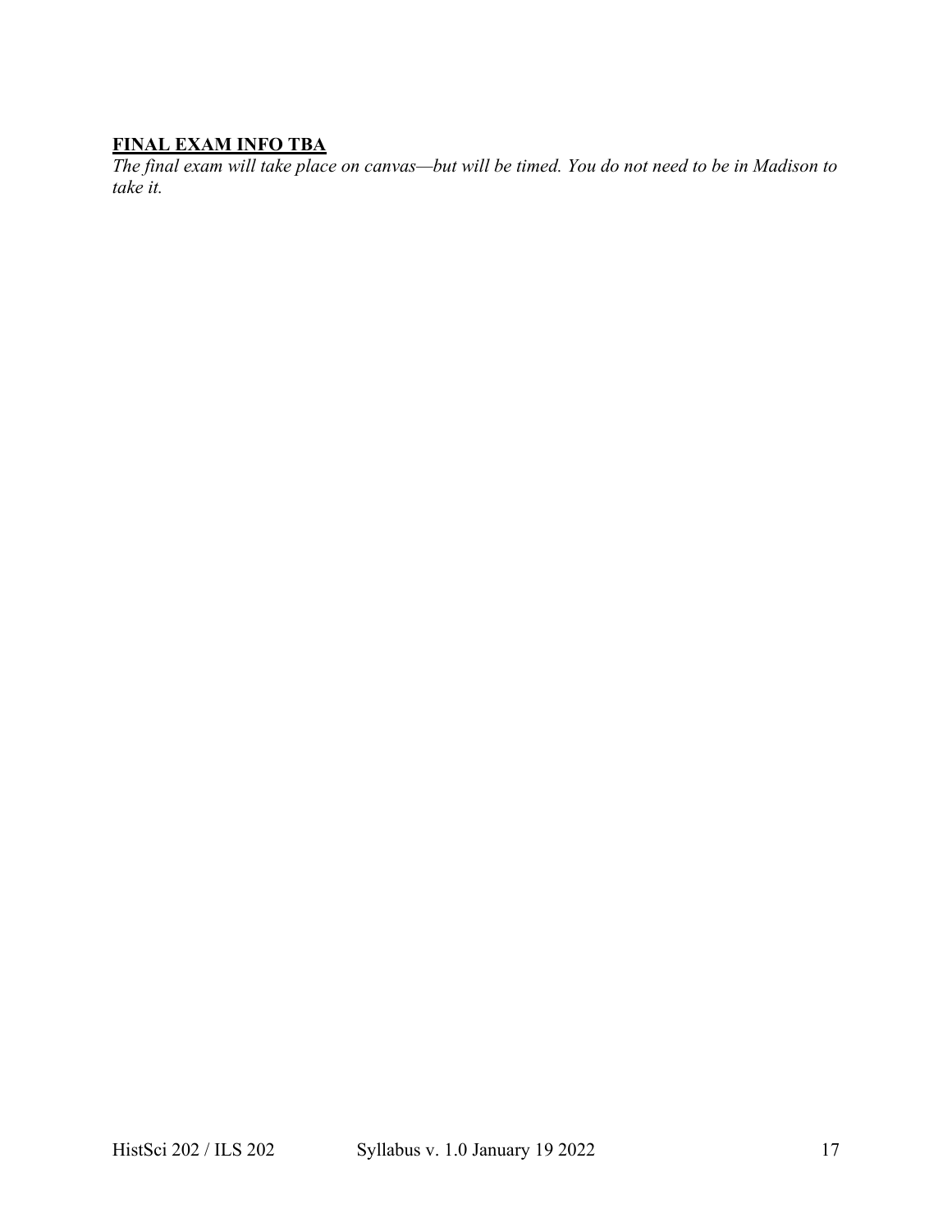**<u>FINAL EXAM INFO TBA</u>**

*The final exam will take place on canvas—but will be timed. You do not need to be in Madison to take it.*